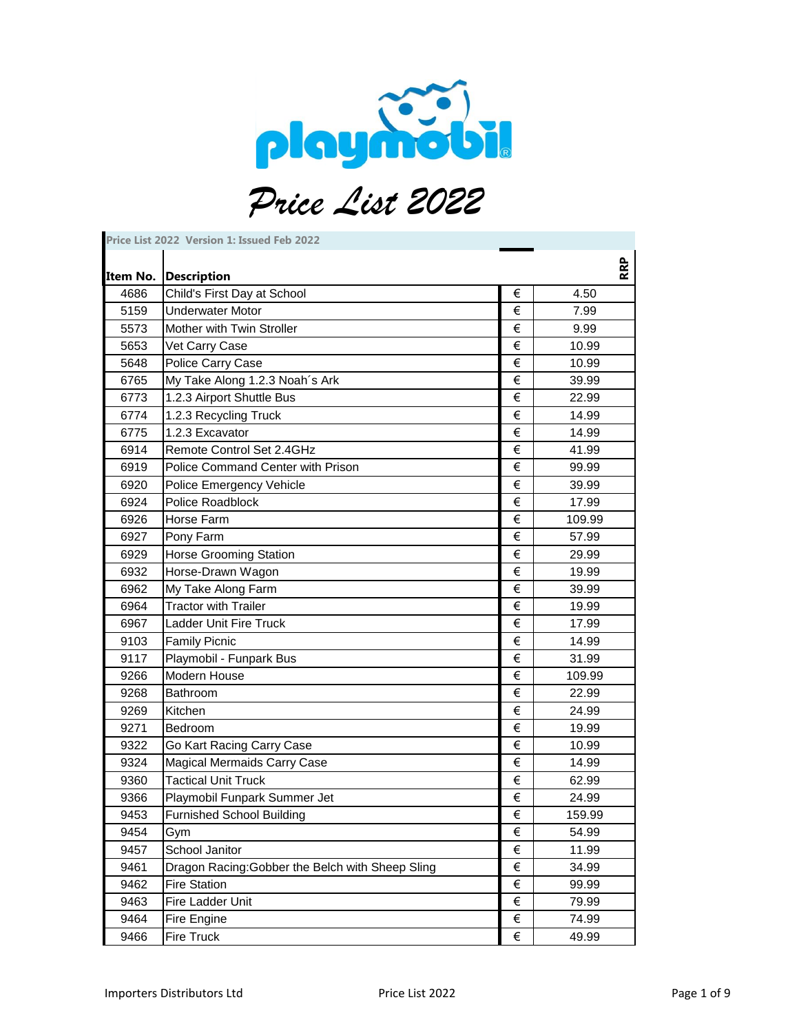# playmobil

## Price List 2022

| Price List 2022 Version 1: Issued Feb 2022 | | | |
|---|---|---|---|
| **Item No.** | **Description** | | **RRP** |
| 4686 | Child's First Day at School | € | 4.50 |
| 5159 | Underwater Motor | € | 7.99 |
| 5573 | Mother with Twin Stroller | € | 9.99 |
| 5653 | Vet Carry Case | € | 10.99 |
| 5648 | Police Carry Case | € | 10.99 |
| 6765 | My Take Along 1.2.3 Noah´s Ark | € | 39.99 |
| 6773 | 1.2.3 Airport Shuttle Bus | € | 22.99 |
| 6774 | 1.2.3 Recycling Truck | € | 14.99 |
| 6775 | 1.2.3 Excavator | € | 14.99 |
| 6914 | Remote Control Set 2.4GHz | € | 41.99 |
| 6919 | Police Command Center with Prison | € | 99.99 |
| 6920 | Police Emergency Vehicle | € | 39.99 |
| 6924 | Police Roadblock | € | 17.99 |
| 6926 | Horse Farm | € | 109.99 |
| 6927 | Pony Farm | € | 57.99 |
| 6929 | Horse Grooming Station | € | 29.99 |
| 6932 | Horse-Drawn Wagon | € | 19.99 |
| 6962 | My Take Along Farm | € | 39.99 |
| 6964 | Tractor with Trailer | € | 19.99 |
| 6967 | Ladder Unit Fire Truck | € | 17.99 |
| 9103 | Family Picnic | € | 14.99 |
| 9117 | Playmobil - Funpark Bus | € | 31.99 |
| 9266 | Modern House | € | 109.99 |
| 9268 | Bathroom | € | 22.99 |
| 9269 | Kitchen | € | 24.99 |
| 9271 | Bedroom | € | 19.99 |
| 9322 | Go Kart Racing Carry Case | € | 10.99 |
| 9324 | Magical Mermaids Carry Case | € | 14.99 |
| 9360 | Tactical Unit Truck | € | 62.99 |
| 9366 | Playmobil Funpark Summer Jet | € | 24.99 |
| 9453 | Furnished School Building | € | 159.99 |
| 9454 | Gym | € | 54.99 |
| 9457 | School Janitor | € | 11.99 |
| 9461 | Dragon Racing:Gobber the Belch with Sheep Sling | € | 34.99 |
| 9462 | Fire Station | € | 99.99 |
| 9463 | Fire Ladder Unit | € | 79.99 |
| 9464 | Fire Engine | € | 74.99 |
| 9466 | Fire Truck | € | 49.99 |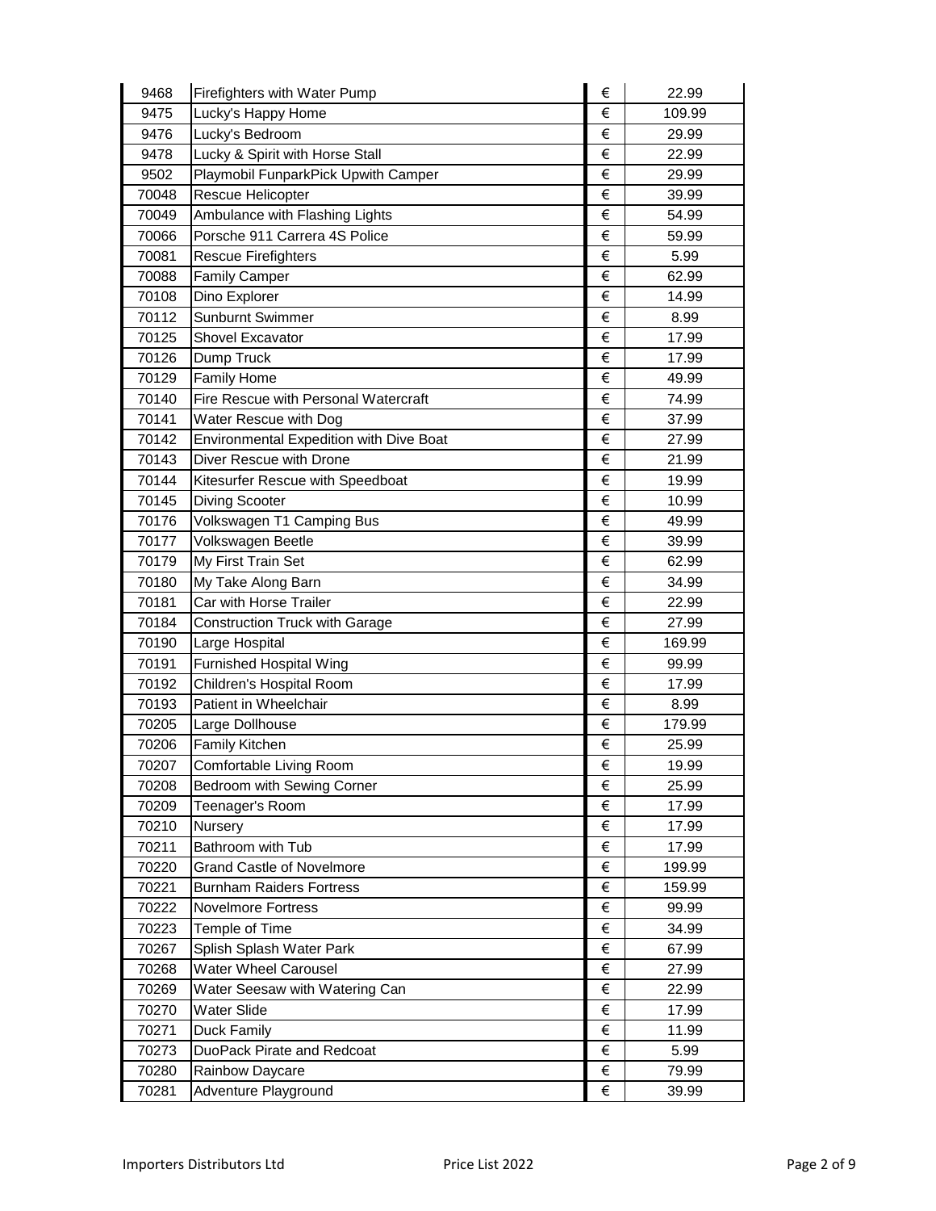| 9468 | Firefighters with Water Pump | € | 22.99 |
|---|---|---|---|
| 9475 | Lucky's Happy Home | € | 109.99 |
| 9476 | Lucky's Bedroom | € | 29.99 |
| 9478 | Lucky & Spirit with Horse Stall | € | 22.99 |
| 9502 | Playmobil FunparkPick Upwith Camper | € | 29.99 |
| 70048 | Rescue Helicopter | € | 39.99 |
| 70049 | Ambulance with Flashing Lights | € | 54.99 |
| 70066 | Porsche 911 Carrera 4S Police | € | 59.99 |
| 70081 | Rescue Firefighters | € | 5.99 |
| 70088 | Family Camper | € | 62.99 |
| 70108 | Dino Explorer | € | 14.99 |
| 70112 | Sunburnt Swimmer | € | 8.99 |
| 70125 | Shovel Excavator | € | 17.99 |
| 70126 | Dump Truck | € | 17.99 |
| 70129 | Family Home | € | 49.99 |
| 70140 | Fire Rescue with Personal Watercraft | € | 74.99 |
| 70141 | Water Rescue with Dog | € | 37.99 |
| 70142 | Environmental Expedition with Dive Boat | € | 27.99 |
| 70143 | Diver Rescue with Drone | € | 21.99 |
| 70144 | Kitesurfer Rescue with Speedboat | € | 19.99 |
| 70145 | Diving Scooter | € | 10.99 |
| 70176 | Volkswagen T1 Camping Bus | € | 49.99 |
| 70177 | Volkswagen Beetle | € | 39.99 |
| 70179 | My First Train Set | € | 62.99 |
| 70180 | My Take Along Barn | € | 34.99 |
| 70181 | Car with Horse Trailer | € | 22.99 |
| 70184 | Construction Truck with Garage | € | 27.99 |
| 70190 | Large Hospital | € | 169.99 |
| 70191 | Furnished Hospital Wing | € | 99.99 |
| 70192 | Children's Hospital Room | € | 17.99 |
| 70193 | Patient in Wheelchair | € | 8.99 |
| 70205 | Large Dollhouse | € | 179.99 |
| 70206 | Family Kitchen | € | 25.99 |
| 70207 | Comfortable Living Room | € | 19.99 |
| 70208 | Bedroom with Sewing Corner | € | 25.99 |
| 70209 | Teenager's Room | € | 17.99 |
| 70210 | Nursery | € | 17.99 |
| 70211 | Bathroom with Tub | € | 17.99 |
| 70220 | Grand Castle of Novelmore | € | 199.99 |
| 70221 | Burnham Raiders Fortress | € | 159.99 |
| 70222 | Novelmore Fortress | € | 99.99 |
| 70223 | Temple of Time | € | 34.99 |
| 70267 | Splish Splash Water Park | € | 67.99 |
| 70268 | Water Wheel Carousel | € | 27.99 |
| 70269 | Water Seesaw with Watering Can | € | 22.99 |
| 70270 | Water Slide | € | 17.99 |
| 70271 | Duck Family | € | 11.99 |
| 70273 | DuoPack Pirate and Redcoat | € | 5.99 |
| 70280 | Rainbow Daycare | € | 79.99 |
| 70281 | Adventure Playground | € | 39.99 |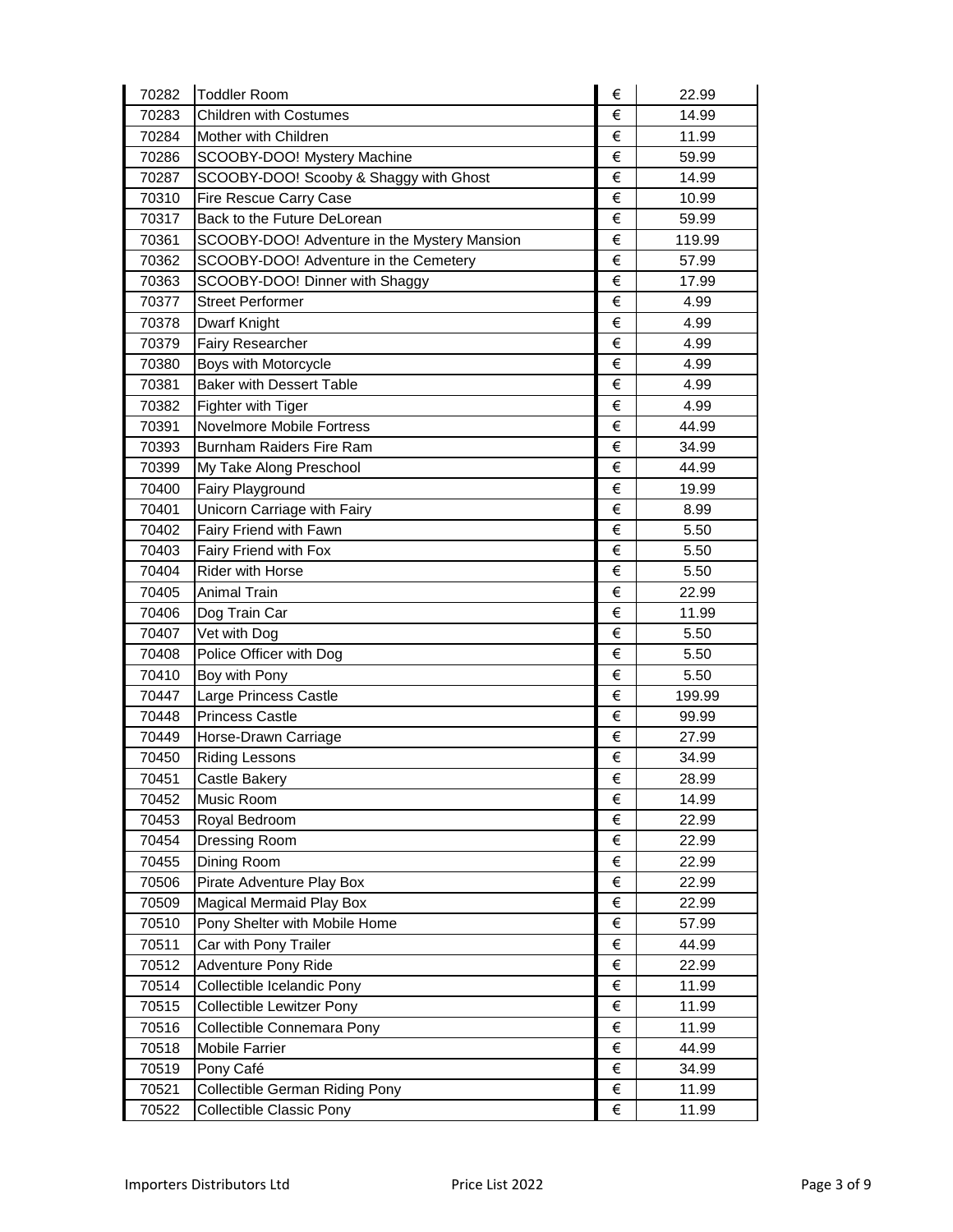| | | | |
|---|---|---|---|
| 70282 | Toddler Room | € | 22.99 |
| 70283 | Children with Costumes | € | 14.99 |
| 70284 | Mother with Children | € | 11.99 |
| 70286 | SCOOBY-DOO! Mystery Machine | € | 59.99 |
| 70287 | SCOOBY-DOO! Scooby & Shaggy with Ghost | € | 14.99 |
| 70310 | Fire Rescue Carry Case | € | 10.99 |
| 70317 | Back to the Future DeLorean | € | 59.99 |
| 70361 | SCOOBY-DOO! Adventure in the Mystery Mansion | € | 119.99 |
| 70362 | SCOOBY-DOO! Adventure in the Cemetery | € | 57.99 |
| 70363 | SCOOBY-DOO! Dinner with Shaggy | € | 17.99 |
| 70377 | Street Performer | € | 4.99 |
| 70378 | Dwarf Knight | € | 4.99 |
| 70379 | Fairy Researcher | € | 4.99 |
| 70380 | Boys with Motorcycle | € | 4.99 |
| 70381 | Baker with Dessert Table | € | 4.99 |
| 70382 | Fighter with Tiger | € | 4.99 |
| 70391 | Novelmore Mobile Fortress | € | 44.99 |
| 70393 | Burnham Raiders Fire Ram | € | 34.99 |
| 70399 | My Take Along Preschool | € | 44.99 |
| 70400 | Fairy Playground | € | 19.99 |
| 70401 | Unicorn Carriage with Fairy | € | 8.99 |
| 70402 | Fairy Friend with Fawn | € | 5.50 |
| 70403 | Fairy Friend with Fox | € | 5.50 |
| 70404 | Rider with Horse | € | 5.50 |
| 70405 | Animal Train | € | 22.99 |
| 70406 | Dog Train Car | € | 11.99 |
| 70407 | Vet with Dog | € | 5.50 |
| 70408 | Police Officer with Dog | € | 5.50 |
| 70410 | Boy with Pony | € | 5.50 |
| 70447 | Large Princess Castle | € | 199.99 |
| 70448 | Princess Castle | € | 99.99 |
| 70449 | Horse-Drawn Carriage | € | 27.99 |
| 70450 | Riding Lessons | € | 34.99 |
| 70451 | Castle Bakery | € | 28.99 |
| 70452 | Music Room | € | 14.99 |
| 70453 | Royal Bedroom | € | 22.99 |
| 70454 | Dressing Room | € | 22.99 |
| 70455 | Dining Room | € | 22.99 |
| 70506 | Pirate Adventure Play Box | € | 22.99 |
| 70509 | Magical Mermaid Play Box | € | 22.99 |
| 70510 | Pony Shelter with Mobile Home | € | 57.99 |
| 70511 | Car with Pony Trailer | € | 44.99 |
| 70512 | Adventure Pony Ride | € | 22.99 |
| 70514 | Collectible Icelandic Pony | € | 11.99 |
| 70515 | Collectible Lewitzer Pony | € | 11.99 |
| 70516 | Collectible Connemara Pony | € | 11.99 |
| 70518 | Mobile Farrier | € | 44.99 |
| 70519 | Pony Café | € | 34.99 |
| 70521 | Collectible German Riding Pony | € | 11.99 |
| 70522 | Collectible Classic Pony | € | 11.99 |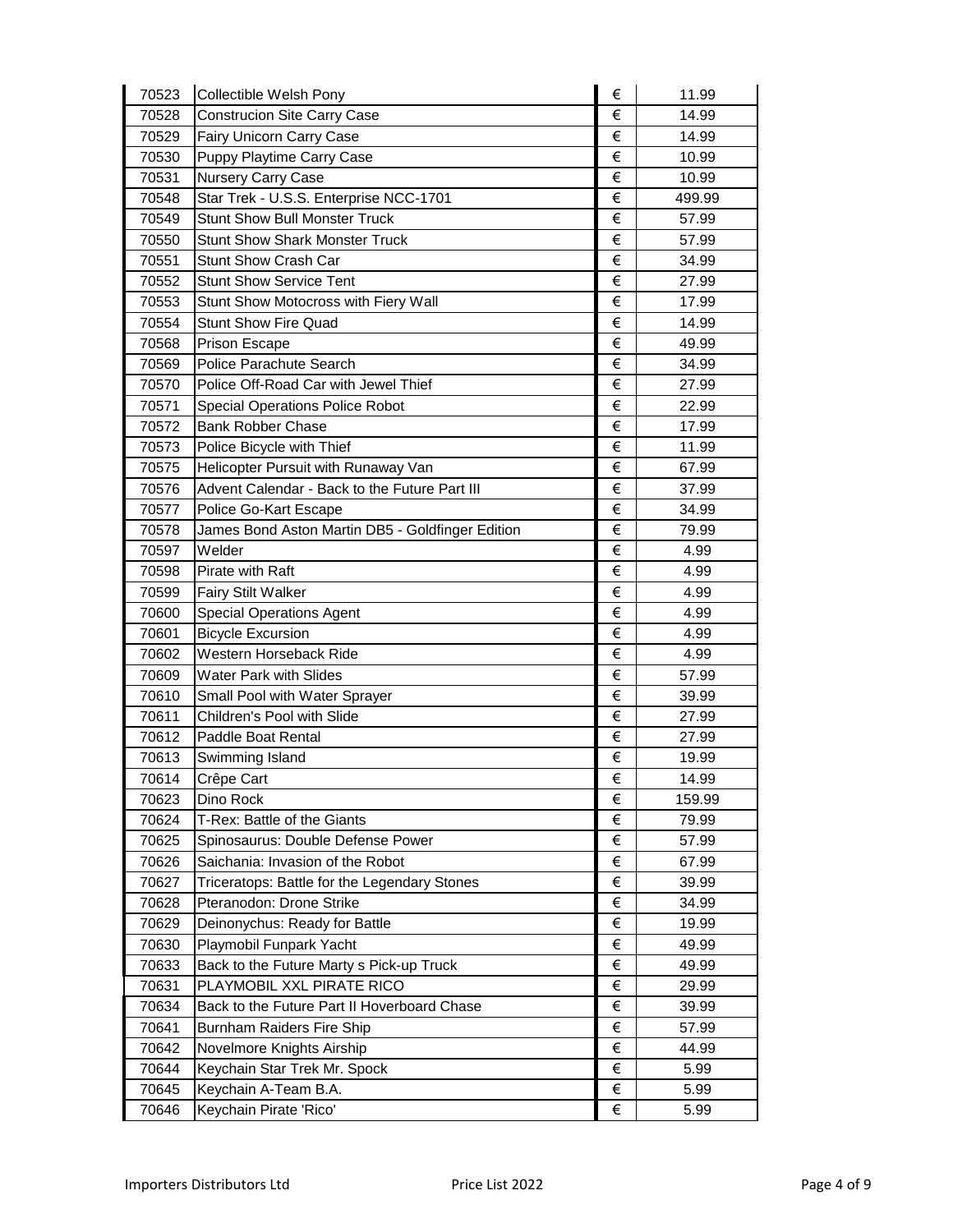| | | | |
|---|---|---|---|
| 70523 | Collectible Welsh Pony | € | 11.99 |
| 70528 | Construcion Site Carry Case | € | 14.99 |
| 70529 | Fairy Unicorn Carry Case | € | 14.99 |
| 70530 | Puppy Playtime Carry Case | € | 10.99 |
| 70531 | Nursery Carry Case | € | 10.99 |
| 70548 | Star Trek - U.S.S. Enterprise NCC-1701 | € | 499.99 |
| 70549 | Stunt Show Bull Monster Truck | € | 57.99 |
| 70550 | Stunt Show Shark Monster Truck | € | 57.99 |
| 70551 | Stunt Show Crash Car | € | 34.99 |
| 70552 | Stunt Show Service Tent | € | 27.99 |
| 70553 | Stunt Show Motocross with Fiery Wall | € | 17.99 |
| 70554 | Stunt Show Fire Quad | € | 14.99 |
| 70568 | Prison Escape | € | 49.99 |
| 70569 | Police Parachute Search | € | 34.99 |
| 70570 | Police Off-Road Car with Jewel Thief | € | 27.99 |
| 70571 | Special Operations Police Robot | € | 22.99 |
| 70572 | Bank Robber Chase | € | 17.99 |
| 70573 | Police Bicycle with Thief | € | 11.99 |
| 70575 | Helicopter Pursuit with Runaway Van | € | 67.99 |
| 70576 | Advent Calendar - Back to the Future Part III | € | 37.99 |
| 70577 | Police Go-Kart Escape | € | 34.99 |
| 70578 | James Bond Aston Martin DB5 - Goldfinger Edition | € | 79.99 |
| 70597 | Welder | € | 4.99 |
| 70598 | Pirate with Raft | € | 4.99 |
| 70599 | Fairy Stilt Walker | € | 4.99 |
| 70600 | Special Operations Agent | € | 4.99 |
| 70601 | Bicycle Excursion | € | 4.99 |
| 70602 | Western Horseback Ride | € | 4.99 |
| 70609 | Water Park with Slides | € | 57.99 |
| 70610 | Small Pool with Water Sprayer | € | 39.99 |
| 70611 | Children's Pool with Slide | € | 27.99 |
| 70612 | Paddle Boat Rental | € | 27.99 |
| 70613 | Swimming Island | € | 19.99 |
| 70614 | Crêpe Cart | € | 14.99 |
| 70623 | Dino Rock | € | 159.99 |
| 70624 | T-Rex: Battle of the Giants | € | 79.99 |
| 70625 | Spinosaurus: Double Defense Power | € | 57.99 |
| 70626 | Saichania: Invasion of the Robot | € | 67.99 |
| 70627 | Triceratops: Battle for the Legendary Stones | € | 39.99 |
| 70628 | Pteranodon: Drone Strike | € | 34.99 |
| 70629 | Deinonychus: Ready for Battle | € | 19.99 |
| 70630 | Playmobil Funpark Yacht | € | 49.99 |
| 70633 | Back to the Future Marty s Pick-up Truck | € | 49.99 |
| 70631 | PLAYMOBIL XXL PIRATE RICO | € | 29.99 |
| 70634 | Back to the Future Part II Hoverboard Chase | € | 39.99 |
| 70641 | Burnham Raiders Fire Ship | € | 57.99 |
| 70642 | Novelmore Knights Airship | € | 44.99 |
| 70644 | Keychain Star Trek Mr. Spock | € | 5.99 |
| 70645 | Keychain A-Team B.A. | € | 5.99 |
| 70646 | Keychain Pirate 'Rico' | € | 5.99 |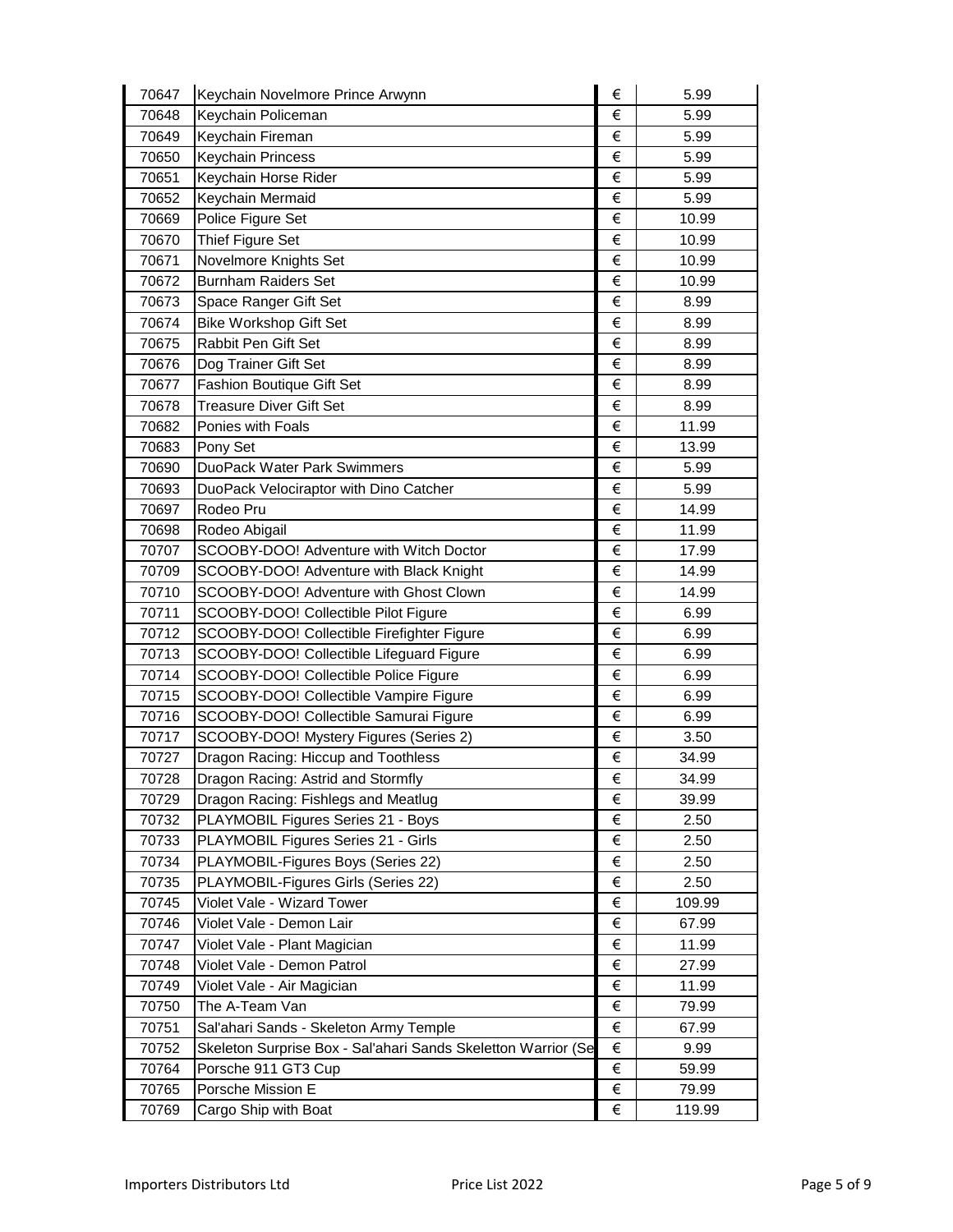| | | | |
|---|---|---|---|
| 70647 | Keychain Novelmore Prince Arwynn | € | 5.99 |
| 70648 | Keychain Policeman | € | 5.99 |
| 70649 | Keychain Fireman | € | 5.99 |
| 70650 | Keychain Princess | € | 5.99 |
| 70651 | Keychain Horse Rider | € | 5.99 |
| 70652 | Keychain Mermaid | € | 5.99 |
| 70669 | Police Figure Set | € | 10.99 |
| 70670 | Thief Figure Set | € | 10.99 |
| 70671 | Novelmore Knights Set | € | 10.99 |
| 70672 | Burnham Raiders Set | € | 10.99 |
| 70673 | Space Ranger Gift Set | € | 8.99 |
| 70674 | Bike Workshop Gift Set | € | 8.99 |
| 70675 | Rabbit Pen Gift Set | € | 8.99 |
| 70676 | Dog Trainer Gift Set | € | 8.99 |
| 70677 | Fashion Boutique Gift Set | € | 8.99 |
| 70678 | Treasure Diver Gift Set | € | 8.99 |
| 70682 | Ponies with Foals | € | 11.99 |
| 70683 | Pony Set | € | 13.99 |
| 70690 | DuoPack Water Park Swimmers | € | 5.99 |
| 70693 | DuoPack Velociraptor with Dino Catcher | € | 5.99 |
| 70697 | Rodeo Pru | € | 14.99 |
| 70698 | Rodeo Abigail | € | 11.99 |
| 70707 | SCOOBY-DOO! Adventure with Witch Doctor | € | 17.99 |
| 70709 | SCOOBY-DOO! Adventure with Black Knight | € | 14.99 |
| 70710 | SCOOBY-DOO! Adventure with Ghost Clown | € | 14.99 |
| 70711 | SCOOBY-DOO! Collectible Pilot Figure | € | 6.99 |
| 70712 | SCOOBY-DOO! Collectible Firefighter Figure | € | 6.99 |
| 70713 | SCOOBY-DOO! Collectible Lifeguard Figure | € | 6.99 |
| 70714 | SCOOBY-DOO! Collectible Police Figure | € | 6.99 |
| 70715 | SCOOBY-DOO! Collectible Vampire Figure | € | 6.99 |
| 70716 | SCOOBY-DOO! Collectible Samurai Figure | € | 6.99 |
| 70717 | SCOOBY-DOO! Mystery Figures (Series 2) | € | 3.50 |
| 70727 | Dragon Racing: Hiccup and Toothless | € | 34.99 |
| 70728 | Dragon Racing: Astrid and Stormfly | € | 34.99 |
| 70729 | Dragon Racing: Fishlegs and Meatlug | € | 39.99 |
| 70732 | PLAYMOBIL Figures Series 21 - Boys | € | 2.50 |
| 70733 | PLAYMOBIL Figures Series 21 - Girls | € | 2.50 |
| 70734 | PLAYMOBIL-Figures Boys (Series 22) | € | 2.50 |
| 70735 | PLAYMOBIL-Figures Girls (Series 22) | € | 2.50 |
| 70745 | Violet Vale - Wizard Tower | € | 109.99 |
| 70746 | Violet Vale - Demon Lair | € | 67.99 |
| 70747 | Violet Vale - Plant Magician | € | 11.99 |
| 70748 | Violet Vale - Demon Patrol | € | 27.99 |
| 70749 | Violet Vale - Air Magician | € | 11.99 |
| 70750 | The A-Team Van | € | 79.99 |
| 70751 | Sal'ahari Sands - Skeleton Army Temple | € | 67.99 |
| 70752 | Skeleton Surprise Box - Sal'ahari Sands Skeletton Warrior (Se | € | 9.99 |
| 70764 | Porsche 911 GT3 Cup | € | 59.99 |
| 70765 | Porsche Mission E | € | 79.99 |
| 70769 | Cargo Ship with Boat | € | 119.99 |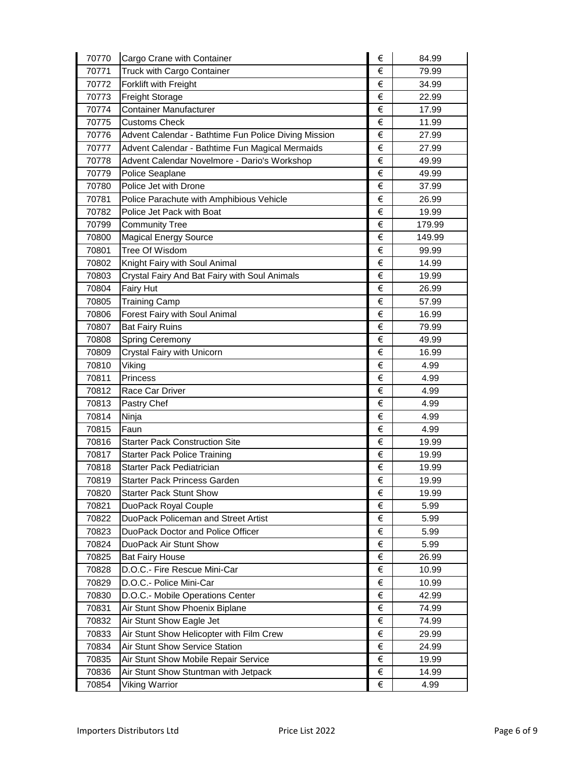| | | | |
|---|---|---|---|
| 70770 | Cargo Crane with Container | € | 84.99 |
| 70771 | Truck with Cargo Container | € | 79.99 |
| 70772 | Forklift with Freight | € | 34.99 |
| 70773 | Freight Storage | € | 22.99 |
| 70774 | Container Manufacturer | € | 17.99 |
| 70775 | Customs Check | € | 11.99 |
| 70776 | Advent Calendar - Bathtime Fun Police Diving Mission | € | 27.99 |
| 70777 | Advent Calendar - Bathtime Fun Magical Mermaids | € | 27.99 |
| 70778 | Advent Calendar Novelmore - Dario's Workshop | € | 49.99 |
| 70779 | Police Seaplane | € | 49.99 |
| 70780 | Police Jet with Drone | € | 37.99 |
| 70781 | Police Parachute with Amphibious Vehicle | € | 26.99 |
| 70782 | Police Jet Pack with Boat | € | 19.99 |
| 70799 | Community Tree | € | 179.99 |
| 70800 | Magical Energy Source | € | 149.99 |
| 70801 | Tree Of Wisdom | € | 99.99 |
| 70802 | Knight Fairy with Soul Animal | € | 14.99 |
| 70803 | Crystal Fairy And Bat Fairy with Soul Animals | € | 19.99 |
| 70804 | Fairy Hut | € | 26.99 |
| 70805 | Training Camp | € | 57.99 |
| 70806 | Forest Fairy with Soul Animal | € | 16.99 |
| 70807 | Bat Fairy Ruins | € | 79.99 |
| 70808 | Spring Ceremony | € | 49.99 |
| 70809 | Crystal Fairy with Unicorn | € | 16.99 |
| 70810 | Viking | € | 4.99 |
| 70811 | Princess | € | 4.99 |
| 70812 | Race Car Driver | € | 4.99 |
| 70813 | Pastry Chef | € | 4.99 |
| 70814 | Ninja | € | 4.99 |
| 70815 | Faun | € | 4.99 |
| 70816 | Starter Pack Construction Site | € | 19.99 |
| 70817 | Starter Pack Police Training | € | 19.99 |
| 70818 | Starter Pack Pediatrician | € | 19.99 |
| 70819 | Starter Pack Princess Garden | € | 19.99 |
| 70820 | Starter Pack Stunt Show | € | 19.99 |
| 70821 | DuoPack Royal Couple | € | 5.99 |
| 70822 | DuoPack Policeman and Street Artist | € | 5.99 |
| 70823 | DuoPack Doctor and Police Officer | € | 5.99 |
| 70824 | DuoPack Air Stunt Show | € | 5.99 |
| 70825 | Bat Fairy House | € | 26.99 |
| 70828 | D.O.C.- Fire Rescue Mini-Car | € | 10.99 |
| 70829 | D.O.C.- Police Mini-Car | € | 10.99 |
| 70830 | D.O.C.- Mobile Operations Center | € | 42.99 |
| 70831 | Air Stunt Show Phoenix Biplane | € | 74.99 |
| 70832 | Air Stunt Show Eagle Jet | € | 74.99 |
| 70833 | Air Stunt Show Helicopter with Film Crew | € | 29.99 |
| 70834 | Air Stunt Show Service Station | € | 24.99 |
| 70835 | Air Stunt Show Mobile Repair Service | € | 19.99 |
| 70836 | Air Stunt Show Stuntman with Jetpack | € | 14.99 |
| 70854 | Viking Warrior | € | 4.99 |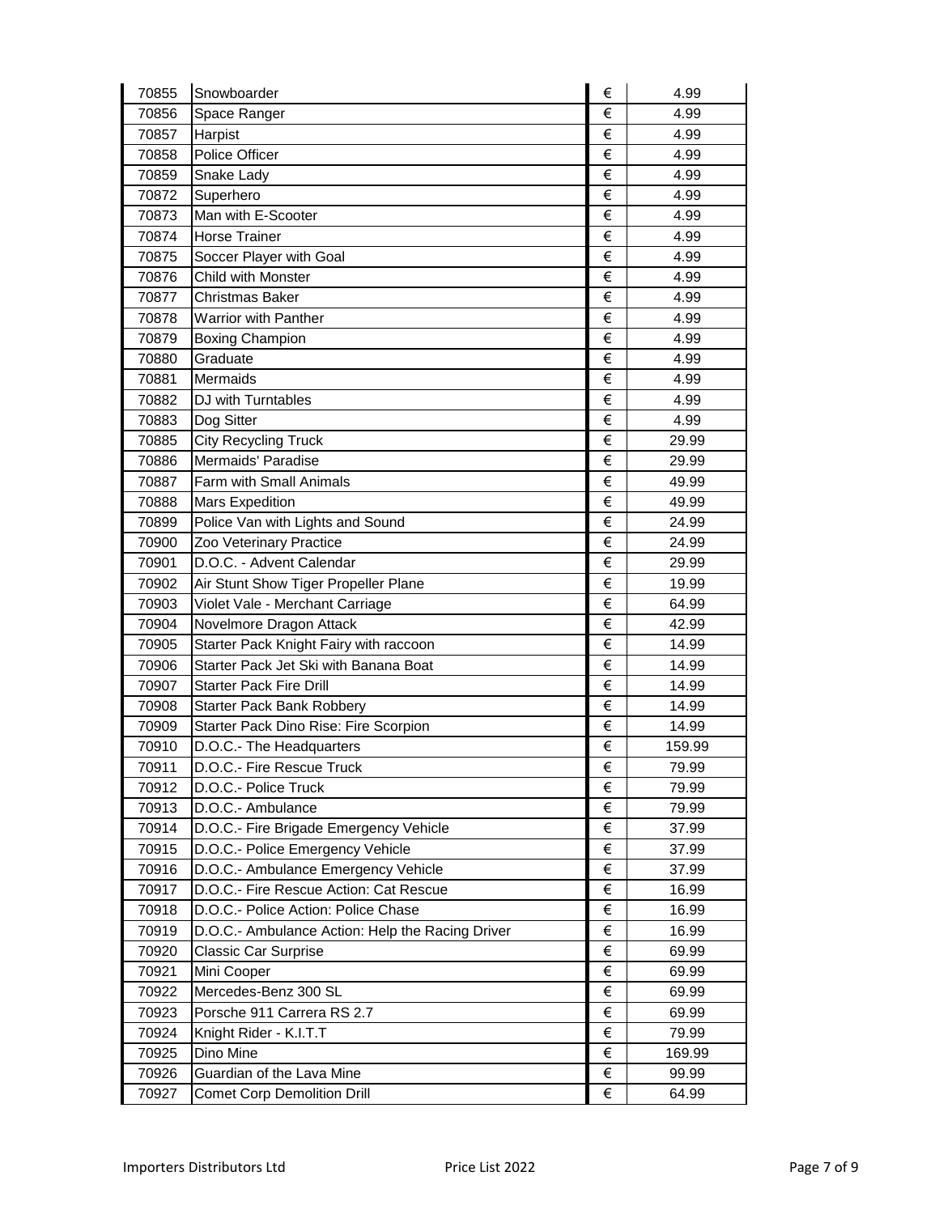| 70855 | Snowboarder | € | 4.99 |
|---|---|---|---|
| 70856 | Space Ranger | € | 4.99 |
| 70857 | Harpist | € | 4.99 |
| 70858 | Police Officer | € | 4.99 |
| 70859 | Snake Lady | € | 4.99 |
| 70872 | Superhero | € | 4.99 |
| 70873 | Man with E-Scooter | € | 4.99 |
| 70874 | Horse Trainer | € | 4.99 |
| 70875 | Soccer Player with Goal | € | 4.99 |
| 70876 | Child with Monster | € | 4.99 |
| 70877 | Christmas Baker | € | 4.99 |
| 70878 | Warrior with Panther | € | 4.99 |
| 70879 | Boxing Champion | € | 4.99 |
| 70880 | Graduate | € | 4.99 |
| 70881 | Mermaids | € | 4.99 |
| 70882 | DJ with Turntables | € | 4.99 |
| 70883 | Dog Sitter | € | 4.99 |
| 70885 | City Recycling Truck | € | 29.99 |
| 70886 | Mermaids' Paradise | € | 29.99 |
| 70887 | Farm with Small Animals | € | 49.99 |
| 70888 | Mars Expedition | € | 49.99 |
| 70899 | Police Van with Lights and Sound | € | 24.99 |
| 70900 | Zoo Veterinary Practice | € | 24.99 |
| 70901 | D.O.C. - Advent Calendar | € | 29.99 |
| 70902 | Air Stunt Show Tiger Propeller Plane | € | 19.99 |
| 70903 | Violet Vale - Merchant Carriage | € | 64.99 |
| 70904 | Novelmore Dragon Attack | € | 42.99 |
| 70905 | Starter Pack Knight Fairy with raccoon | € | 14.99 |
| 70906 | Starter Pack Jet Ski with Banana Boat | € | 14.99 |
| 70907 | Starter Pack Fire Drill | € | 14.99 |
| 70908 | Starter Pack Bank Robbery | € | 14.99 |
| 70909 | Starter Pack Dino Rise: Fire Scorpion | € | 14.99 |
| 70910 | D.O.C.- The Headquarters | € | 159.99 |
| 70911 | D.O.C.- Fire Rescue Truck | € | 79.99 |
| 70912 | D.O.C.- Police Truck | € | 79.99 |
| 70913 | D.O.C.- Ambulance | € | 79.99 |
| 70914 | D.O.C.- Fire Brigade Emergency Vehicle | € | 37.99 |
| 70915 | D.O.C.- Police Emergency Vehicle | € | 37.99 |
| 70916 | D.O.C.- Ambulance Emergency Vehicle | € | 37.99 |
| 70917 | D.O.C.- Fire Rescue Action: Cat Rescue | € | 16.99 |
| 70918 | D.O.C.- Police Action: Police Chase | € | 16.99 |
| 70919 | D.O.C.- Ambulance Action: Help the Racing Driver | € | 16.99 |
| 70920 | Classic Car Surprise | € | 69.99 |
| 70921 | Mini Cooper | € | 69.99 |
| 70922 | Mercedes-Benz 300 SL | € | 69.99 |
| 70923 | Porsche 911 Carrera RS 2.7 | € | 69.99 |
| 70924 | Knight Rider - K.I.T.T | € | 79.99 |
| 70925 | Dino Mine | € | 169.99 |
| 70926 | Guardian of the Lava Mine | € | 99.99 |
| 70927 | Comet Corp Demolition Drill | € | 64.99 |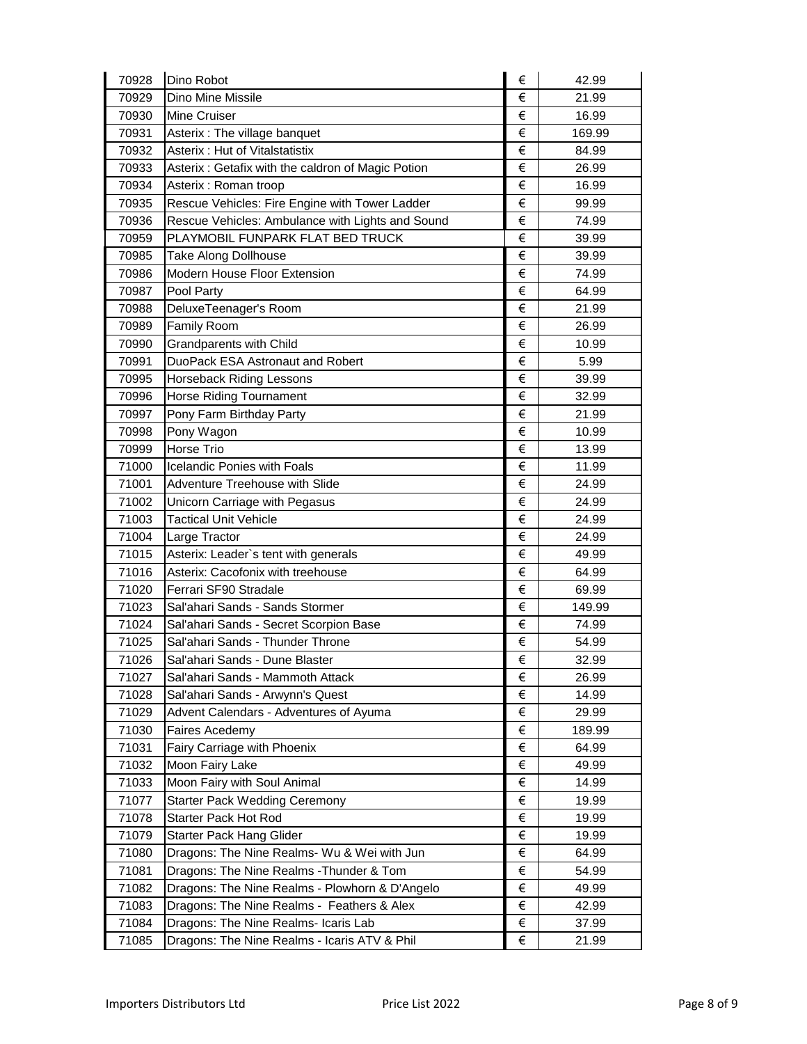| | | | |
|---|---|---|---|
| 70928 | Dino Robot | € | 42.99 |
| 70929 | Dino Mine Missile | € | 21.99 |
| 70930 | Mine Cruiser | € | 16.99 |
| 70931 | Asterix : The village banquet | € | 169.99 |
| 70932 | Asterix : Hut of Vitalstatistix | € | 84.99 |
| 70933 | Asterix : Getafix with the caldron of Magic Potion | € | 26.99 |
| 70934 | Asterix : Roman troop | € | 16.99 |
| 70935 | Rescue Vehicles: Fire Engine with Tower Ladder | € | 99.99 |
| 70936 | Rescue Vehicles: Ambulance with Lights and Sound | € | 74.99 |
| 70959 | PLAYMOBIL FUNPARK FLAT BED TRUCK | € | 39.99 |
| 70985 | Take Along Dollhouse | € | 39.99 |
| 70986 | Modern House Floor Extension | € | 74.99 |
| 70987 | Pool Party | € | 64.99 |
| 70988 | DeluxeTeenager's Room | € | 21.99 |
| 70989 | Family Room | € | 26.99 |
| 70990 | Grandparents with Child | € | 10.99 |
| 70991 | DuoPack ESA Astronaut and Robert | € | 5.99 |
| 70995 | Horseback Riding Lessons | € | 39.99 |
| 70996 | Horse Riding Tournament | € | 32.99 |
| 70997 | Pony Farm Birthday Party | € | 21.99 |
| 70998 | Pony Wagon | € | 10.99 |
| 70999 | Horse Trio | € | 13.99 |
| 71000 | Icelandic Ponies with Foals | € | 11.99 |
| 71001 | Adventure Treehouse with Slide | € | 24.99 |
| 71002 | Unicorn Carriage with Pegasus | € | 24.99 |
| 71003 | Tactical Unit Vehicle | € | 24.99 |
| 71004 | Large Tractor | € | 24.99 |
| 71015 | Asterix: Leader`s tent with generals | € | 49.99 |
| 71016 | Asterix: Cacofonix with treehouse | € | 64.99 |
| 71020 | Ferrari SF90 Stradale | € | 69.99 |
| 71023 | Sal'ahari Sands - Sands Stormer | € | 149.99 |
| 71024 | Sal'ahari Sands - Secret Scorpion Base | € | 74.99 |
| 71025 | Sal'ahari Sands - Thunder Throne | € | 54.99 |
| 71026 | Sal'ahari Sands - Dune Blaster | € | 32.99 |
| 71027 | Sal'ahari Sands - Mammoth Attack | € | 26.99 |
| 71028 | Sal'ahari Sands - Arwynn's Quest | € | 14.99 |
| 71029 | Advent Calendars - Adventures of Ayuma | € | 29.99 |
| 71030 | Faires Acedemy | € | 189.99 |
| 71031 | Fairy Carriage with Phoenix | € | 64.99 |
| 71032 | Moon Fairy Lake | € | 49.99 |
| 71033 | Moon Fairy with Soul Animal | € | 14.99 |
| 71077 | Starter Pack Wedding Ceremony | € | 19.99 |
| 71078 | Starter Pack Hot Rod | € | 19.99 |
| 71079 | Starter Pack Hang Glider | € | 19.99 |
| 71080 | Dragons: The Nine Realms- Wu & Wei with Jun | € | 64.99 |
| 71081 | Dragons: The Nine Realms -Thunder & Tom | € | 54.99 |
| 71082 | Dragons: The Nine Realms - Plowhorn & D'Angelo | € | 49.99 |
| 71083 | Dragons: The Nine Realms - Feathers & Alex | € | 42.99 |
| 71084 | Dragons: The Nine Realms- Icaris Lab | € | 37.99 |
| 71085 | Dragons: The Nine Realms - Icaris ATV & Phil | € | 21.99 |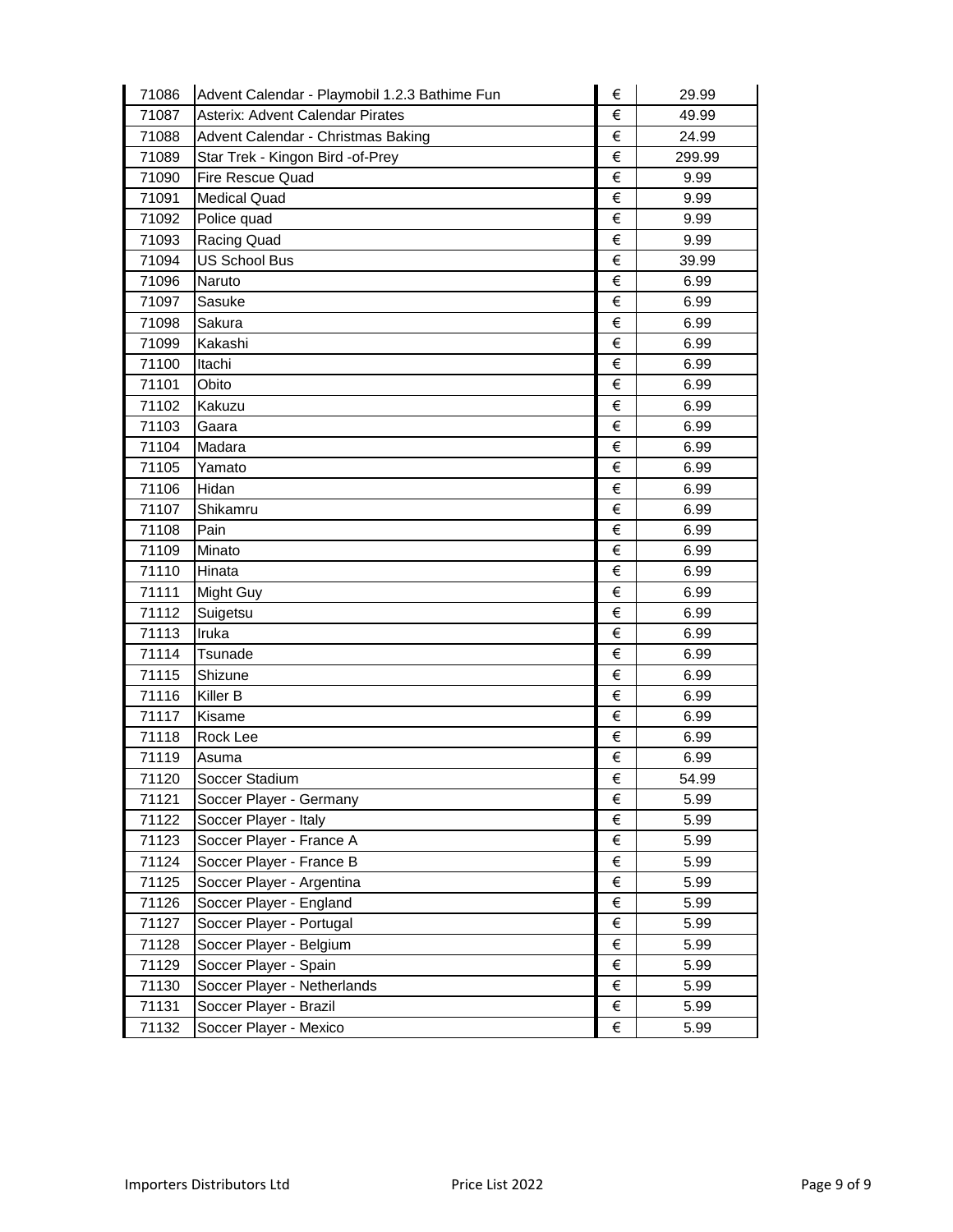| | | | |
|---|---|---|---|
| 71086 | Advent Calendar - Playmobil 1.2.3 Bathime Fun | € | 29.99 |
| 71087 | Asterix: Advent Calendar Pirates | € | 49.99 |
| 71088 | Advent Calendar - Christmas Baking | € | 24.99 |
| 71089 | Star Trek - Kingon Bird -of-Prey | € | 299.99 |
| 71090 | Fire Rescue Quad | € | 9.99 |
| 71091 | Medical Quad | € | 9.99 |
| 71092 | Police quad | € | 9.99 |
| 71093 | Racing Quad | € | 9.99 |
| 71094 | US School Bus | € | 39.99 |
| 71096 | Naruto | € | 6.99 |
| 71097 | Sasuke | € | 6.99 |
| 71098 | Sakura | € | 6.99 |
| 71099 | Kakashi | € | 6.99 |
| 71100 | Itachi | € | 6.99 |
| 71101 | Obito | € | 6.99 |
| 71102 | Kakuzu | € | 6.99 |
| 71103 | Gaara | € | 6.99 |
| 71104 | Madara | € | 6.99 |
| 71105 | Yamato | € | 6.99 |
| 71106 | Hidan | € | 6.99 |
| 71107 | Shikamru | € | 6.99 |
| 71108 | Pain | € | 6.99 |
| 71109 | Minato | € | 6.99 |
| 71110 | Hinata | € | 6.99 |
| 71111 | Might Guy | € | 6.99 |
| 71112 | Suigetsu | € | 6.99 |
| 71113 | Iruka | € | 6.99 |
| 71114 | Tsunade | € | 6.99 |
| 71115 | Shizune | € | 6.99 |
| 71116 | Killer B | € | 6.99 |
| 71117 | Kisame | € | 6.99 |
| 71118 | Rock Lee | € | 6.99 |
| 71119 | Asuma | € | 6.99 |
| 71120 | Soccer Stadium | € | 54.99 |
| 71121 | Soccer Player - Germany | € | 5.99 |
| 71122 | Soccer Player - Italy | € | 5.99 |
| 71123 | Soccer Player - France A | € | 5.99 |
| 71124 | Soccer Player - France B | € | 5.99 |
| 71125 | Soccer Player - Argentina | € | 5.99 |
| 71126 | Soccer Player - England | € | 5.99 |
| 71127 | Soccer Player - Portugal | € | 5.99 |
| 71128 | Soccer Player - Belgium | € | 5.99 |
| 71129 | Soccer Player - Spain | € | 5.99 |
| 71130 | Soccer Player - Netherlands | € | 5.99 |
| 71131 | Soccer Player - Brazil | € | 5.99 |
| 71132 | Soccer Player - Mexico | € | 5.99 |